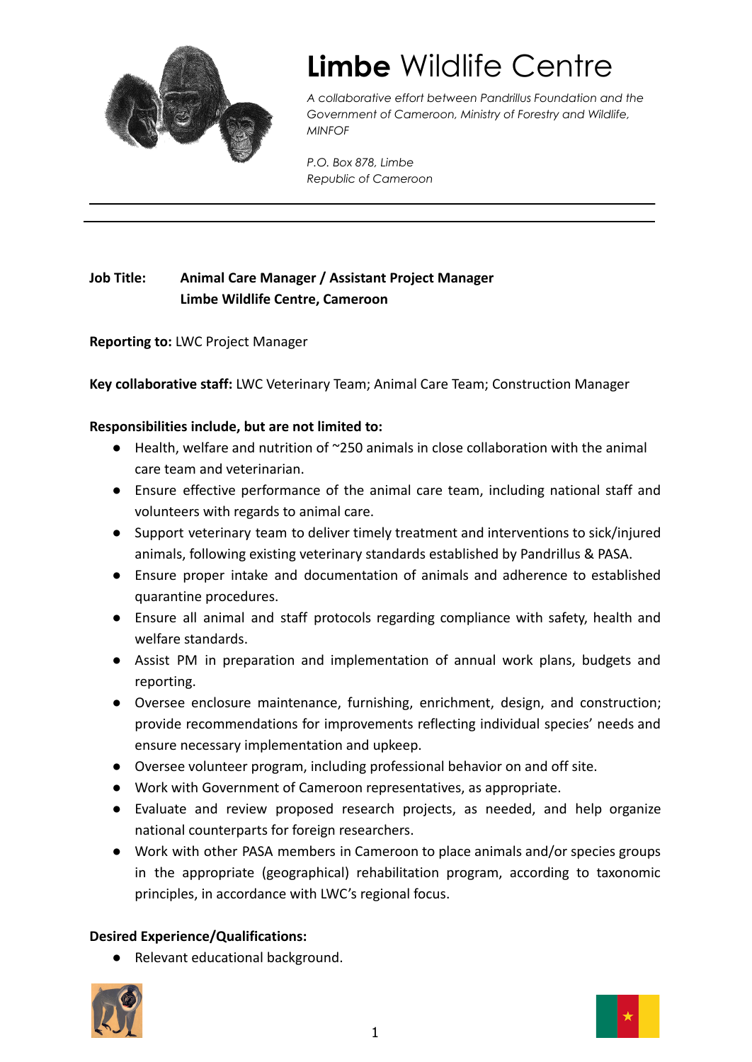# **Limbe** Wildlife Centre

*A collaborative effort between Pandrillus Foundation and the Government of Cameroon, Ministry of Forestry and Wildlife, MINFOF*

*P.O. Box 878, Limbe*
*Republic of Cameroon*

---

**Job Title:** **Animal Care Manager / Assistant Project Manager**
**Limbe Wildlife Centre, Cameroon**

**Reporting to:** LWC Project Manager

**Key collaborative staff:** LWC Veterinary Team; Animal Care Team; Construction Manager

**Responsibilities include, but are not limited to:**

- Health, welfare and nutrition of ~250 animals in close collaboration with the animal care team and veterinarian.
- Ensure effective performance of the animal care team, including national staff and volunteers with regards to animal care.
- Support veterinary team to deliver timely treatment and interventions to sick/injured animals, following existing veterinary standards established by Pandrillus & PASA.
- Ensure proper intake and documentation of animals and adherence to established quarantine procedures.
- Ensure all animal and staff protocols regarding compliance with safety, health and welfare standards.
- Assist PM in preparation and implementation of annual work plans, budgets and reporting.
- Oversee enclosure maintenance, furnishing, enrichment, design, and construction; provide recommendations for improvements reflecting individual species' needs and ensure necessary implementation and upkeep.
- Oversee volunteer program, including professional behavior on and off site.
- Work with Government of Cameroon representatives, as appropriate.
- Evaluate and review proposed research projects, as needed, and help organize national counterparts for foreign researchers.
- Work with other PASA members in Cameroon to place animals and/or species groups in the appropriate (geographical) rehabilitation program, according to taxonomic principles, in accordance with LWC's regional focus.

**Desired Experience/Qualifications:**

- Relevant educational background.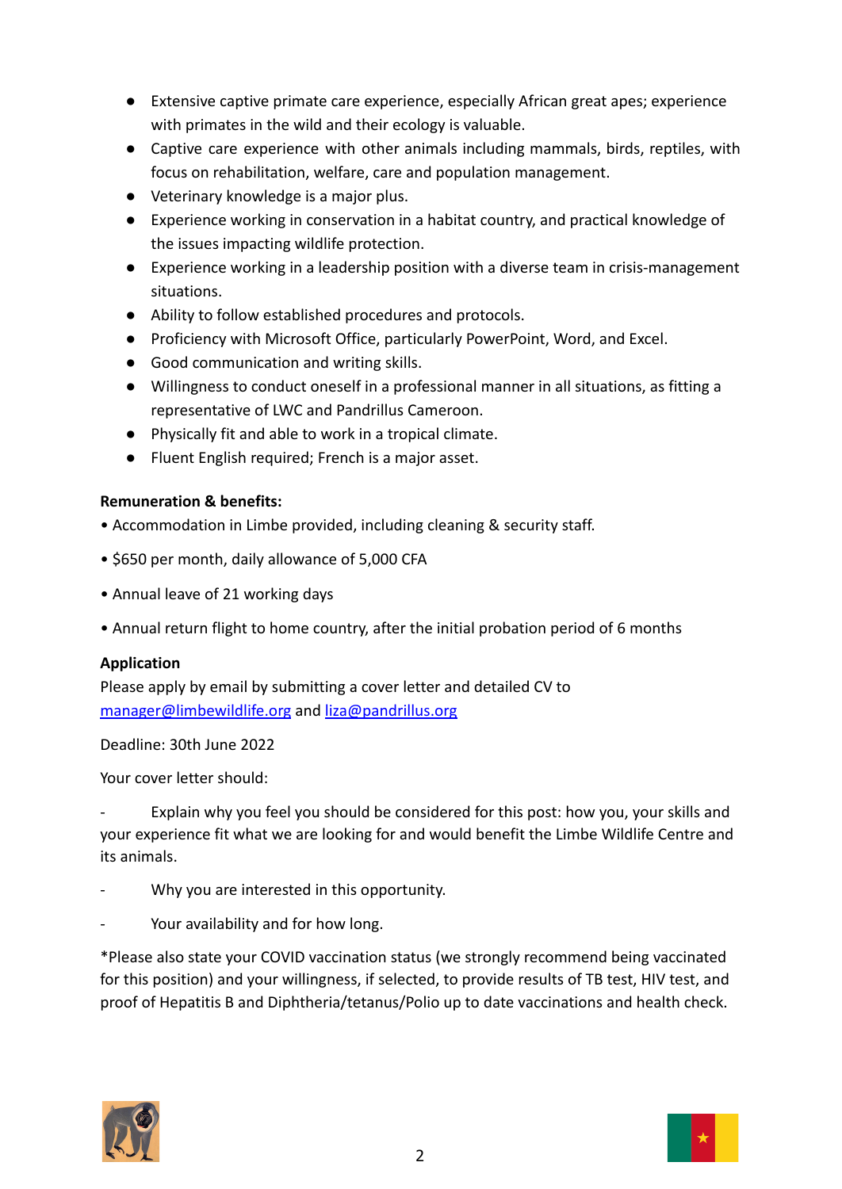- Extensive captive primate care experience, especially African great apes; experience with primates in the wild and their ecology is valuable.
- Captive care experience with other animals including mammals, birds, reptiles, with focus on rehabilitation, welfare, care and population management.
- Veterinary knowledge is a major plus.
- Experience working in conservation in a habitat country, and practical knowledge of the issues impacting wildlife protection.
- Experience working in a leadership position with a diverse team in crisis-management situations.
- Ability to follow established procedures and protocols.
- Proficiency with Microsoft Office, particularly PowerPoint, Word, and Excel.
- Good communication and writing skills.
- Willingness to conduct oneself in a professional manner in all situations, as fitting a representative of LWC and Pandrillus Cameroon.
- Physically fit and able to work in a tropical climate.
- Fluent English required; French is a major asset.

**Remuneration & benefits:**

• Accommodation in Limbe provided, including cleaning & security staff.

• $650 per month, daily allowance of 5,000 CFA

• Annual leave of 21 working days

• Annual return flight to home country, after the initial probation period of 6 months

**Application**

Please apply by email by submitting a cover letter and detailed CV to [manager@limbewildlife.org](mailto:manager@limbewildlife.org) and [liza@pandrillus.org](mailto:liza@pandrillus.org)

Deadline: 30th June 2022

Your cover letter should:

- Explain why you feel you should be considered for this post: how you, your skills and your experience fit what we are looking for and would benefit the Limbe Wildlife Centre and its animals.
- Why you are interested in this opportunity.
- Your availability and for how long.

*Please also state your COVID vaccination status (we strongly recommend being vaccinated for this position) and your willingness, if selected, to provide results of TB test, HIV test, and proof of Hepatitis B and Diphtheria/tetanus/Polio up to date vaccinations and health check.